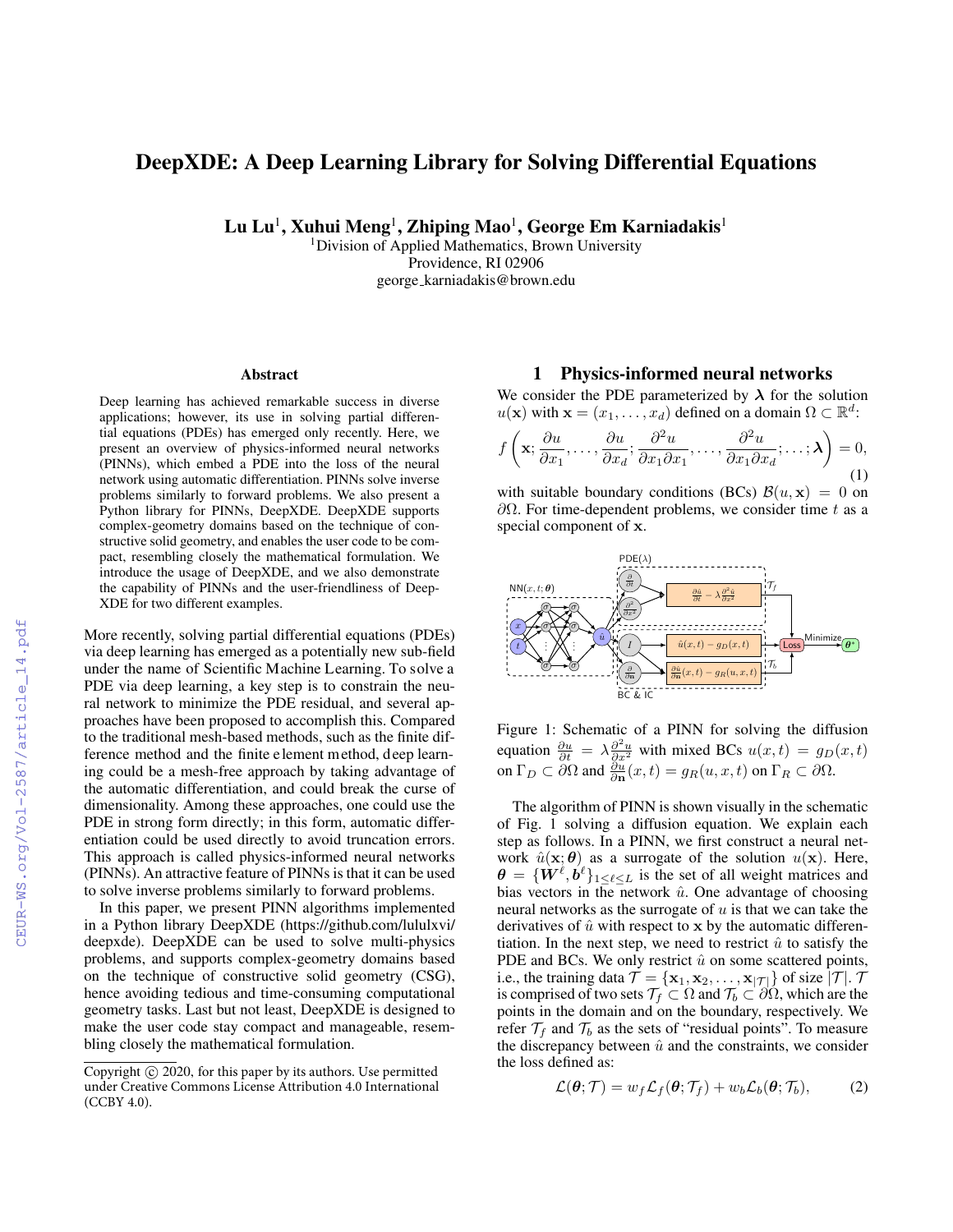# DeepXDE: A Deep Learning Library for Solving Differential Equations

**Lu Lu**[1]**, Xuhui Meng**[1]**, Zhiping Mao**[1]**, George Em Karniadakis**[1]

[1]Division of Applied Mathematics, Brown University
Providence, RI 02906
george_karniadakis@brown.edu

### Abstract

Deep learning has achieved remarkable success in diverse applications; however, its use in solving partial differential equations (PDEs) has emerged only recently. Here, we present an overview of physics-informed neural networks (PINNs), which embed a PDE into the loss of the neural network using automatic differentiation. PINNs solve inverse problems similarly to forward problems. We also present a Python library for PINNs, DeepXDE. DeepXDE supports complex-geometry domains based on the technique of constructive solid geometry, and enables the user code to be compact, resembling closely the mathematical formulation. We introduce the usage of DeepXDE, and we also demonstrate the capability of PINNs and the user-friendliness of DeepXDE for two different examples.

More recently, solving partial differential equations (PDEs) via deep learning has emerged as a potentially new sub-field under the name of Scientific Machine Learning. To solve a PDE via deep learning, a key step is to constrain the neural network to minimize the PDE residual, and several approaches have been proposed to accomplish this. Compared to the traditional mesh-based methods, such as the finite difference method and the finite element method, deep learning could be a mesh-free approach by taking advantage of the automatic differentiation, and could break the curse of dimensionality. Among these approaches, one could use the PDE in strong form directly; in this form, automatic differentiation could be used directly to avoid truncation errors. This approach is called physics-informed neural networks (PINNs). An attractive feature of PINNs is that it can be used to solve inverse problems similarly to forward problems.

In this paper, we present PINN algorithms implemented in a Python library DeepXDE (https://github.com/lululxvi/deepxde). DeepXDE can be used to solve multi-physics problems, and supports complex-geometry domains based on the technique of constructive solid geometry (CSG), hence avoiding tedious and time-consuming computational geometry tasks. Last but not least, DeepXDE is designed to make the user code stay compact and manageable, resembling closely the mathematical formulation.

Copyright © 2020, for this paper by its authors. Use permitted under Creative Commons License Attribution 4.0 International (CCBY 4.0).

## 1 Physics-informed neural networks

We consider the PDE parameterized by $\boldsymbol{\lambda}$ for the solution $u(\mathbf{x})$ with $\mathbf{x} = (x_1, \ldots, x_d)$ defined on a domain $\Omega \subset \mathbb{R}^d$:

$$f\left(\mathbf{x}; \frac{\partial u}{\partial x_1}, \ldots, \frac{\partial u}{\partial x_d}; \frac{\partial^2 u}{\partial x_1 \partial x_1}, \ldots, \frac{\partial^2 u}{\partial x_1 \partial x_d}; \ldots; \boldsymbol{\lambda}\right) = 0, \tag{1}$$

with suitable boundary conditions (BCs) $\mathcal{B}(u, \mathbf{x}) = 0$ on $\partial\Omega$. For time-dependent problems, we consider time $t$ as a special component of $\mathbf{x}$.

Figure 1: Schematic of a PINN for solving the diffusion equation $\frac{\partial u}{\partial t} = \lambda \frac{\partial^2 u}{\partial x^2}$ with mixed BCs $u(x,t) = g_D(x,t)$ on $\Gamma_D \subset \partial\Omega$ and $\frac{\partial u}{\partial \mathbf{n}}(x,t) = g_R(u,x,t)$ on $\Gamma_R \subset \partial\Omega$.

The algorithm of PINN is shown visually in the schematic of Fig. 1 solving a diffusion equation. We explain each step as follows. In a PINN, we first construct a neural network $\hat{u}(\mathbf{x}; \boldsymbol{\theta})$ as a surrogate of the solution $u(\mathbf{x})$. Here, $\boldsymbol{\theta} = \{\boldsymbol{W}^\ell, \boldsymbol{b}^\ell\}_{1 \le \ell \le L}$ is the set of all weight matrices and bias vectors in the network $\hat{u}$. One advantage of choosing neural networks as the surrogate of $u$ is that we can take the derivatives of $\hat{u}$ with respect to $\mathbf{x}$ by the automatic differentiation. In the next step, we need to restrict $\hat{u}$ to satisfy the PDE and BCs. We only restrict $\hat{u}$ on some scattered points, i.e., the training data $\mathcal{T} = \{\mathbf{x}_1, \mathbf{x}_2, \ldots, \mathbf{x}_{|\mathcal{T}|}\}$ of size $|\mathcal{T}|$. $\mathcal{T}$ is comprised of two sets $\mathcal{T}_f \subset \Omega$ and $\mathcal{T}_b \subset \partial\Omega$, which are the points in the domain and on the boundary, respectively. We refer $\mathcal{T}_f$ and $\mathcal{T}_b$ as the sets of "residual points". To measure the discrepancy between $\hat{u}$ and the constraints, we consider the loss defined as:

$$\mathcal{L}(\boldsymbol{\theta}; \mathcal{T}) = w_f \mathcal{L}_f(\boldsymbol{\theta}; \mathcal{T}_f) + w_b \mathcal{L}_b(\boldsymbol{\theta}; \mathcal{T}_b), \tag{2}$$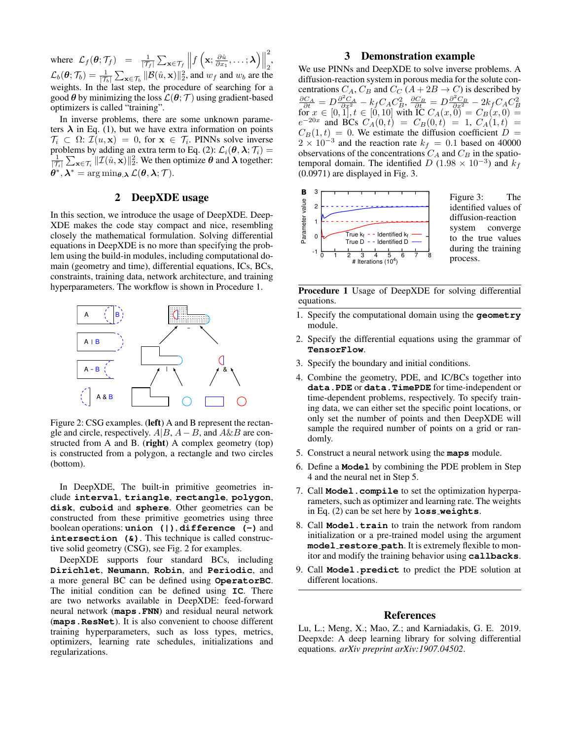where $\mathcal{L}_f(\boldsymbol{\theta}; \mathcal{T}_f) = \frac{1}{|\mathcal{T}_f|}\sum_{\mathbf{x}\in\mathcal{T}_f}\left\|f\left(\mathbf{x}; \frac{\partial \hat{u}}{\partial x_1}, \ldots; \boldsymbol{\lambda}\right)\right\|_2^2$, $\mathcal{L}_b(\boldsymbol{\theta}; \mathcal{T}_b) = \frac{1}{|\mathcal{T}_b|}\sum_{\mathbf{x}\in\mathcal{T}_b}\|\mathcal{B}(\hat{u}, \mathbf{x})\|_2^2$, and $w_f$ and $w_b$ are the weights. In the last step, the procedure of searching for a good $\boldsymbol{\theta}$ by minimizing the loss $\mathcal{L}(\boldsymbol{\theta}; \mathcal{T})$ using gradient-based optimizers is called "training".

In inverse problems, there are some unknown parameters $\boldsymbol{\lambda}$ in Eq. (1), but we have extra information on points $\mathcal{T}_i \subset \Omega$: $\mathcal{I}(u, \mathbf{x}) = 0$, for $\mathbf{x} \in \mathcal{T}_i$. PINNs solve inverse problems by adding an extra term to Eq. (2): $\mathcal{L}_i(\boldsymbol{\theta}, \boldsymbol{\lambda}; \mathcal{T}_i) = \frac{1}{|\mathcal{T}_i|}\sum_{\mathbf{x}\in\mathcal{T}_i}\|\mathcal{I}(\hat{u}, \mathbf{x})\|_2^2$. We then optimize $\boldsymbol{\theta}$ and $\boldsymbol{\lambda}$ together: $\boldsymbol{\theta}^*, \boldsymbol{\lambda}^* = \arg\min_{\boldsymbol{\theta},\boldsymbol{\lambda}} \mathcal{L}(\boldsymbol{\theta}, \boldsymbol{\lambda}; \mathcal{T})$.

## 2 DeepXDE usage

In this section, we introduce the usage of DeepXDE. DeepXDE makes the code stay compact and nice, resembling closely the mathematical formulation. Solving differential equations in DeepXDE is no more than specifying the problem using the build-in modules, including computational domain (geometry and time), differential equations, ICs, BCs, constraints, training data, network architecture, and training hyperparameters. The workflow is shown in Procedure 1.

A
B
A | B
A - B
A & B
-
|
&

Figure 2: CSG examples. (**left**) A and B represent the rectangle and circle, respectively. $A|B$, $A-B$, and $A\&B$ are constructed from A and B. (**right**) A complex geometry (top) is constructed from a polygon, a rectangle and two circles (bottom).

In DeepXDE, The built-in primitive geometries include **interval**, **triangle**, **rectangle**, **polygon**, **disk**, **cuboid** and **sphere**. Other geometries can be constructed from these primitive geometries using three boolean operations: **union (|)**, **difference (-)** and **intersection (&)**. This technique is called constructive solid geometry (CSG), see Fig. 2 for examples.

DeepXDE supports four standard BCs, including **Dirichlet**, **Neumann**, **Robin**, and **Periodic**, and a more general BC can be defined using **OperatorBC**. The initial condition can be defined using **IC**. There are two networks available in DeepXDE: feed-forward neural network (**maps.FNN**) and residual neural network (**maps.ResNet**). It is also convenient to choose different training hyperparameters, such as loss types, metrics, optimizers, learning rate schedules, initializations and regularizations.

## 3 Demonstration example

We use PINNs and DeepXDE to solve inverse problems. A diffusion-reaction system in porous media for the solute concentrations $C_A$, $C_B$ and $C_C$ ($A + 2B \to C$) is described by $\frac{\partial C_A}{\partial t} = D\frac{\partial^2 C_A}{\partial x^2} - k_f C_A C_B^2$, $\frac{\partial C_B}{\partial t} = D\frac{\partial^2 C_B}{\partial x^2} - 2k_f C_A C_B^2$ for $x \in [0, 1], t \in [0, 10]$ with IC $C_A(x, 0) = C_B(x, 0) = e^{-20x}$ and BCs $C_A(0, t) = C_B(0, t) = 1$, $C_A(1, t) = C_B(1, t) = 0$. We estimate the diffusion coefficient $D = 2 \times 10^{-3}$ and the reaction rate $k_f = 0.1$ based on 40000 observations of the concentrations $C_A$ and $C_B$ in the spatio-temporal domain. The identified $D$ ($1.98 \times 10^{-3}$) and $k_f$ (0.0971) are displayed in Fig. 3.

B
Parameter value
3
2
1
0
-1
0 1 2 3 4 5 6 7 8
# Iterations ($10^4$)
True $k_f$
Identified $k_f$
True D
Identified D

Figure 3: The identified values of diffusion-reaction system converge to the true values during the training process.

**Procedure 1** Usage of DeepXDE for solving differential equations.

1. Specify the computational domain using the **geometry** module.
2. Specify the differential equations using the grammar of **TensorFlow**.
3. Specify the boundary and initial conditions.
4. Combine the geometry, PDE, and IC/BCs together into **data.PDE** or **data.TimePDE** for time-independent or time-dependent problems, respectively. To specify training data, we can either set the specific point locations, or only set the number of points and then DeepXDE will sample the required number of points on a grid or randomly.
5. Construct a neural network using the **maps** module.
6. Define a **Model** by combining the PDE problem in Step 4 and the neural net in Step 5.
7. Call **Model.compile** to set the optimization hyperparameters, such as optimizer and learning rate. The weights in Eq. (2) can be set here by **loss_weights**.
8. Call **Model.train** to train the network from random initialization or a pre-trained model using the argument **model_restore_path**. It is extremely flexible to monitor and modify the training behavior using **callbacks**.
9. Call **Model.predict** to predict the PDE solution at different locations.

## References

Lu, L.; Meng, X.; Mao, Z.; and Karniadakis, G. E. 2019. Deepxde: A deep learning library for solving differential equations. *arXiv preprint arXiv:1907.04502*.